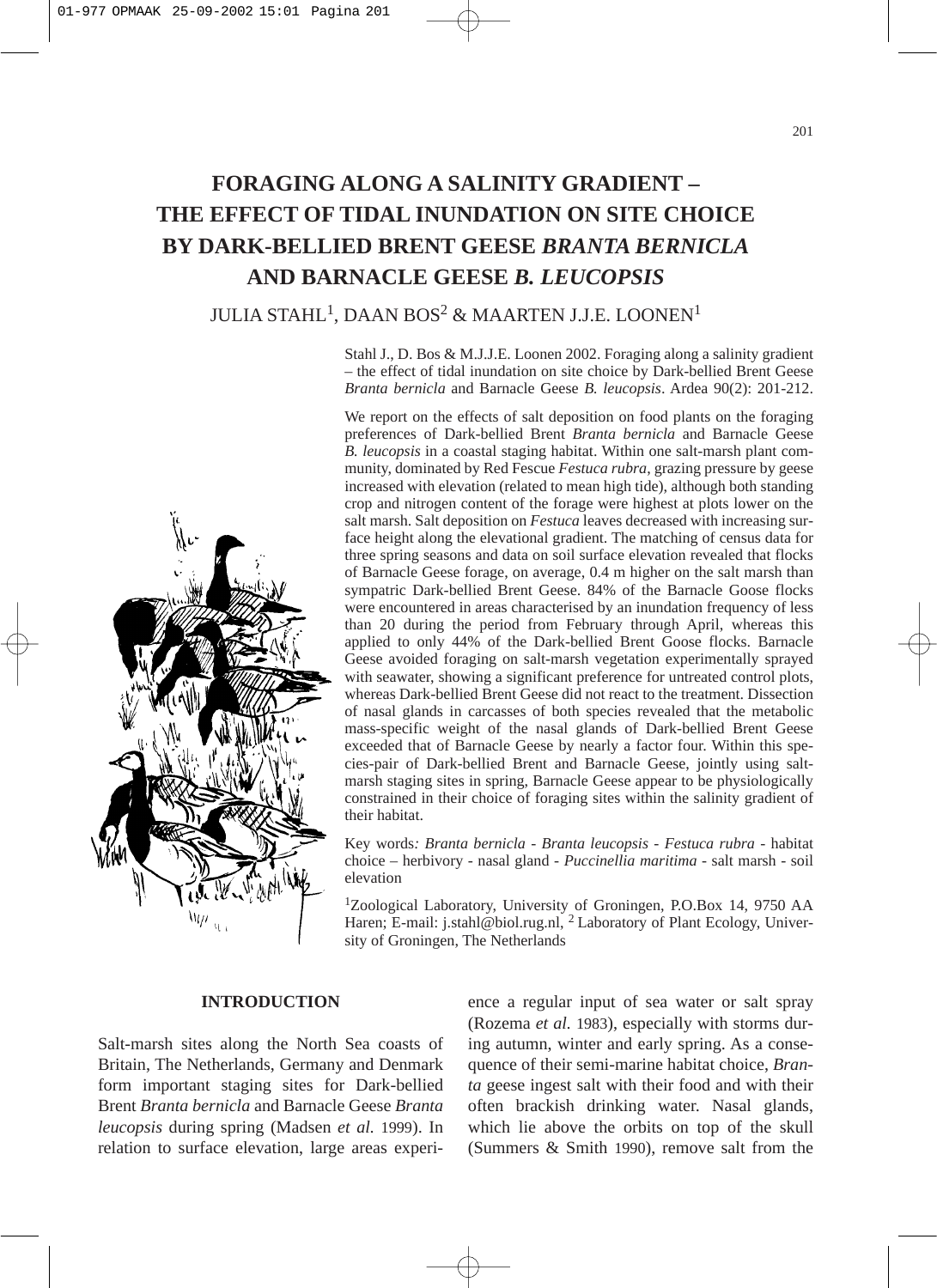# FORAGING ALONG A SALINITY GRADIENT – THE EFFECT OF TIDAL INUNDATION ON SITE CHOICE BY DARK-BELLIED BRENT GEESE *BRANTA BERNICLA* AND BARNACLE GEESE *B. LEUCOPSIS*

JULIA STAHL[1], DAAN BOS[2] & MAARTEN J.J.E. LOONEN[1]

Stahl J., D. Bos & M.J.J.E. Loonen 2002. Foraging along a salinity gradient – the effect of tidal inundation on site choice by Dark-bellied Brent Geese *Branta bernicla* and Barnacle Geese *B. leucopsis*. Ardea 90(2): 201-212.

We report on the effects of salt deposition on food plants on the foraging preferences of Dark-bellied Brent *Branta bernicla* and Barnacle Geese *B. leucopsis* in a coastal staging habitat. Within one salt-marsh plant community, dominated by Red Fescue *Festuca rubra*, grazing pressure by geese increased with elevation (related to mean high tide), although both standing crop and nitrogen content of the forage were highest at plots lower on the salt marsh. Salt deposition on *Festuca* leaves decreased with increasing surface height along the elevational gradient. The matching of census data for three spring seasons and data on soil surface elevation revealed that flocks of Barnacle Geese forage, on average, 0.4 m higher on the salt marsh than sympatric Dark-bellied Brent Geese. 84% of the Barnacle Goose flocks were encountered in areas characterised by an inundation frequency of less than 20 during the period from February through April, whereas this applied to only 44% of the Dark-bellied Brent Goose flocks. Barnacle Geese avoided foraging on salt-marsh vegetation experimentally sprayed with seawater, showing a significant preference for untreated control plots, whereas Dark-bellied Brent Geese did not react to the treatment. Dissection of nasal glands in carcasses of both species revealed that the metabolic mass-specific weight of the nasal glands of Dark-bellied Brent Geese exceeded that of Barnacle Geese by nearly a factor four. Within this species-pair of Dark-bellied Brent and Barnacle Geese, jointly using salt-marsh staging sites in spring, Barnacle Geese appear to be physiologically constrained in their choice of foraging sites within the salinity gradient of their habitat.

Key words: *Branta bernicla* - *Branta leucopsis* - *Festuca rubra* - habitat choice – herbivory - nasal gland - *Puccinellia maritima* - salt marsh - soil elevation

[1]Zoological Laboratory, University of Groningen, P.O.Box 14, 9750 AA Haren; E-mail: j.stahl@biol.rug.nl, [2] Laboratory of Plant Ecology, University of Groningen, The Netherlands

## INTRODUCTION

Salt-marsh sites along the North Sea coasts of Britain, The Netherlands, Germany and Denmark form important staging sites for Dark-bellied Brent *Branta bernicla* and Barnacle Geese *Branta leucopsis* during spring (Madsen *et al.* 1999). In relation to surface elevation, large areas experience a regular input of sea water or salt spray (Rozema *et al.* 1983), especially with storms during autumn, winter and early spring. As a consequence of their semi-marine habitat choice, *Branta* geese ingest salt with their food and with their often brackish drinking water. Nasal glands, which lie above the orbits on top of the skull (Summers & Smith 1990), remove salt from the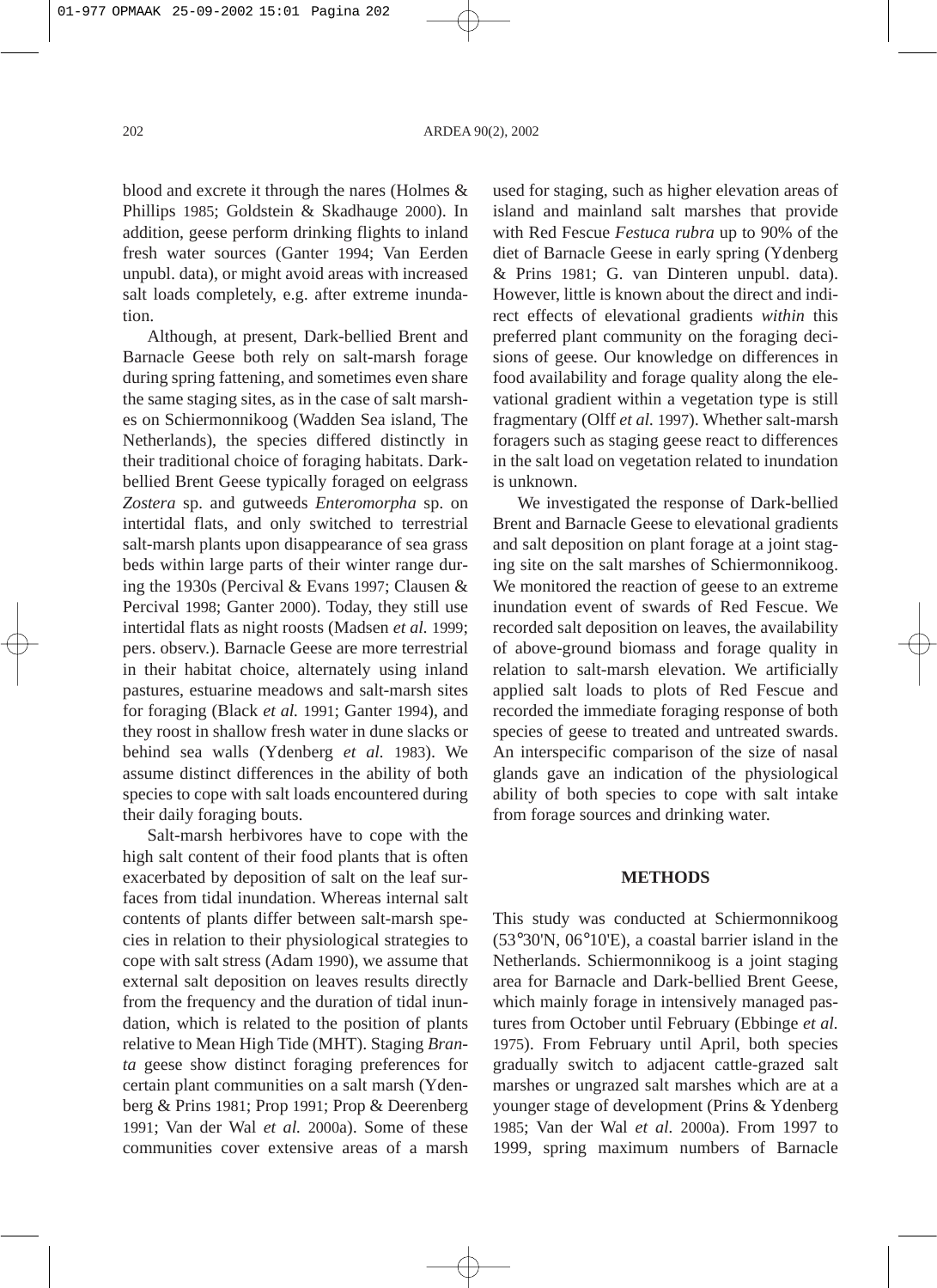blood and excrete it through the nares (Holmes & Phillips 1985; Goldstein & Skadhauge 2000). In addition, geese perform drinking flights to inland fresh water sources (Ganter 1994; Van Eerden unpubl. data), or might avoid areas with increased salt loads completely, e.g. after extreme inundation.

Although, at present, Dark-bellied Brent and Barnacle Geese both rely on salt-marsh forage during spring fattening, and sometimes even share the same staging sites, as in the case of salt marshes on Schiermonnikoog (Wadden Sea island, The Netherlands), the species differed distinctly in their traditional choice of foraging habitats. Dark-bellied Brent Geese typically foraged on eelgrass *Zostera* sp. and gutweeds *Enteromorpha* sp. on intertidal flats, and only switched to terrestrial salt-marsh plants upon disappearance of sea grass beds within large parts of their winter range during the 1930s (Percival & Evans 1997; Clausen & Percival 1998; Ganter 2000). Today, they still use intertidal flats as night roosts (Madsen *et al.* 1999; pers. observ.). Barnacle Geese are more terrestrial in their habitat choice, alternately using inland pastures, estuarine meadows and salt-marsh sites for foraging (Black *et al.* 1991; Ganter 1994), and they roost in shallow fresh water in dune slacks or behind sea walls (Ydenberg *et al.* 1983). We assume distinct differences in the ability of both species to cope with salt loads encountered during their daily foraging bouts.

Salt-marsh herbivores have to cope with the high salt content of their food plants that is often exacerbated by deposition of salt on the leaf surfaces from tidal inundation. Whereas internal salt contents of plants differ between salt-marsh species in relation to their physiological strategies to cope with salt stress (Adam 1990), we assume that external salt deposition on leaves results directly from the frequency and the duration of tidal inundation, which is related to the position of plants relative to Mean High Tide (MHT). Staging *Branta* geese show distinct foraging preferences for certain plant communities on a salt marsh (Ydenberg & Prins 1981; Prop 1991; Prop & Deerenberg 1991; Van der Wal *et al.* 2000a). Some of these communities cover extensive areas of a marsh used for staging, such as higher elevation areas of island and mainland salt marshes that provide with Red Fescue *Festuca rubra* up to 90% of the diet of Barnacle Geese in early spring (Ydenberg & Prins 1981; G. van Dinteren unpubl. data). However, little is known about the direct and indirect effects of elevational gradients *within* this preferred plant community on the foraging decisions of geese. Our knowledge on differences in food availability and forage quality along the elevational gradient within a vegetation type is still fragmentary (Olff *et al.* 1997). Whether salt-marsh foragers such as staging geese react to differences in the salt load on vegetation related to inundation is unknown.

We investigated the response of Dark-bellied Brent and Barnacle Geese to elevational gradients and salt deposition on plant forage at a joint staging site on the salt marshes of Schiermonnikoog. We monitored the reaction of geese to an extreme inundation event of swards of Red Fescue. We recorded salt deposition on leaves, the availability of above-ground biomass and forage quality in relation to salt-marsh elevation. We artificially applied salt loads to plots of Red Fescue and recorded the immediate foraging response of both species of geese to treated and untreated swards. An interspecific comparison of the size of nasal glands gave an indication of the physiological ability of both species to cope with salt intake from forage sources and drinking water.

## METHODS

This study was conducted at Schiermonnikoog (53°30'N, 06°10'E), a coastal barrier island in the Netherlands. Schiermonnikoog is a joint staging area for Barnacle and Dark-bellied Brent Geese, which mainly forage in intensively managed pastures from October until February (Ebbinge *et al.* 1975). From February until April, both species gradually switch to adjacent cattle-grazed salt marshes or ungrazed salt marshes which are at a younger stage of development (Prins & Ydenberg 1985; Van der Wal *et al.* 2000a). From 1997 to 1999, spring maximum numbers of Barnacle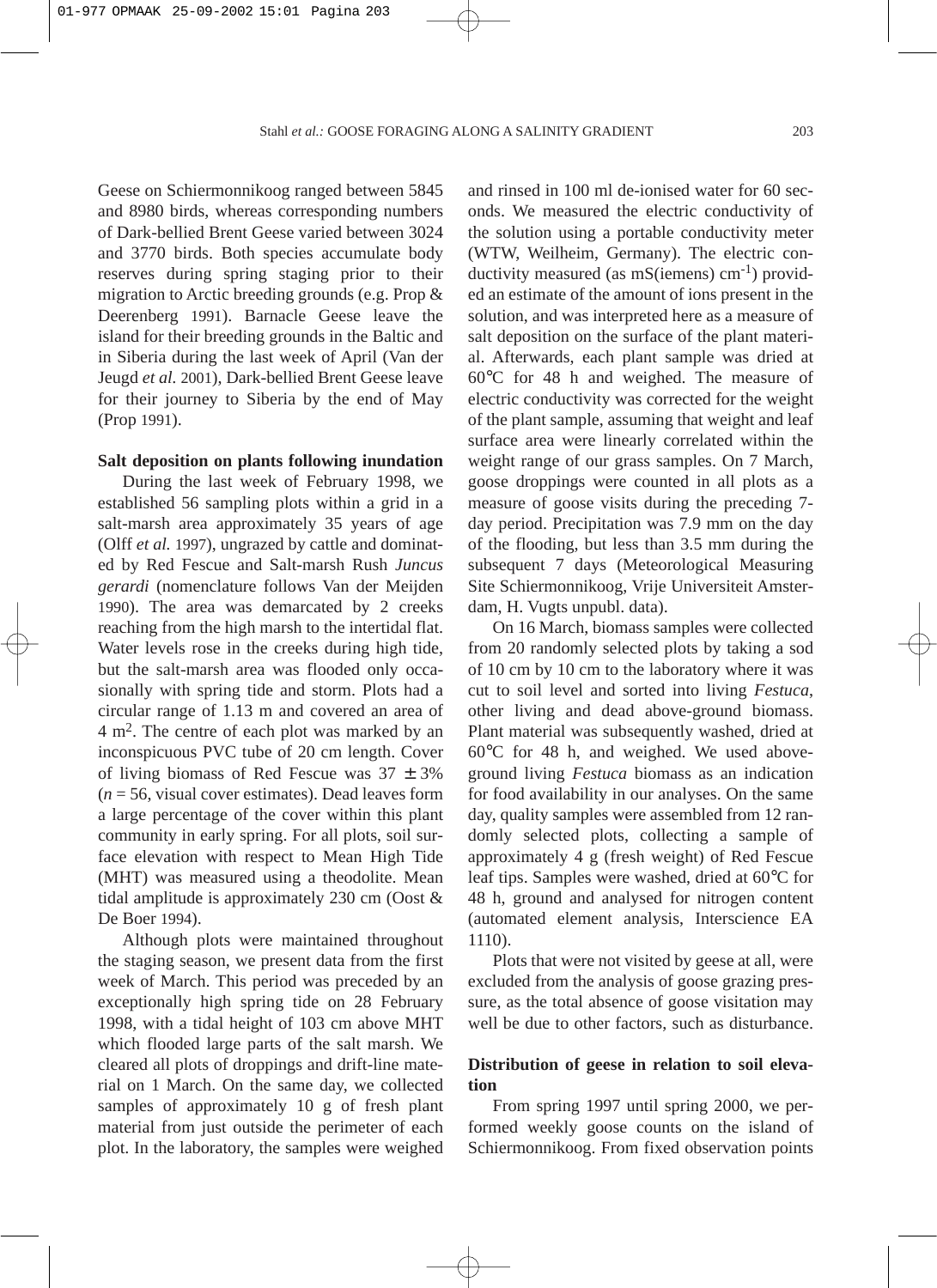Geese on Schiermonnikoog ranged between 5845 and 8980 birds, whereas corresponding numbers of Dark-bellied Brent Geese varied between 3024 and 3770 birds. Both species accumulate body reserves during spring staging prior to their migration to Arctic breeding grounds (e.g. Prop & Deerenberg 1991). Barnacle Geese leave the island for their breeding grounds in the Baltic and in Siberia during the last week of April (Van der Jeugd *et al.* 2001), Dark-bellied Brent Geese leave for their journey to Siberia by the end of May (Prop 1991).

**Salt deposition on plants following inundation**

During the last week of February 1998, we established 56 sampling plots within a grid in a salt-marsh area approximately 35 years of age (Olff *et al.* 1997), ungrazed by cattle and dominated by Red Fescue and Salt-marsh Rush *Juncus gerardi* (nomenclature follows Van der Meijden 1990). The area was demarcated by 2 creeks reaching from the high marsh to the intertidal flat. Water levels rose in the creeks during high tide, but the salt-marsh area was flooded only occasionally with spring tide and storm. Plots had a circular range of 1.13 m and covered an area of 4 m$^2$. The centre of each plot was marked by an inconspicuous PVC tube of 20 cm length. Cover of living biomass of Red Fescue was 37 ± 3% ($n$ = 56, visual cover estimates). Dead leaves form a large percentage of the cover within this plant community in early spring. For all plots, soil surface elevation with respect to Mean High Tide (MHT) was measured using a theodolite. Mean tidal amplitude is approximately 230 cm (Oost & De Boer 1994).

Although plots were maintained throughout the staging season, we present data from the first week of March. This period was preceded by an exceptionally high spring tide on 28 February 1998, with a tidal height of 103 cm above MHT which flooded large parts of the salt marsh. We cleared all plots of droppings and drift-line material on 1 March. On the same day, we collected samples of approximately 10 g of fresh plant material from just outside the perimeter of each plot. In the laboratory, the samples were weighed and rinsed in 100 ml de-ionised water for 60 seconds. We measured the electric conductivity of the solution using a portable conductivity meter (WTW, Weilheim, Germany). The electric conductivity measured (as mS(iemens) cm$^{-1}$) provided an estimate of the amount of ions present in the solution, and was interpreted here as a measure of salt deposition on the surface of the plant material. Afterwards, each plant sample was dried at 60°C for 48 h and weighed. The measure of electric conductivity was corrected for the weight of the plant sample, assuming that weight and leaf surface area were linearly correlated within the weight range of our grass samples. On 7 March, goose droppings were counted in all plots as a measure of goose visits during the preceding 7-day period. Precipitation was 7.9 mm on the day of the flooding, but less than 3.5 mm during the subsequent 7 days (Meteorological Measuring Site Schiermonnikoog, Vrije Universiteit Amsterdam, H. Vugts unpubl. data).

On 16 March, biomass samples were collected from 20 randomly selected plots by taking a sod of 10 cm by 10 cm to the laboratory where it was cut to soil level and sorted into living *Festuca*, other living and dead above-ground biomass. Plant material was subsequently washed, dried at 60°C for 48 h, and weighed. We used above-ground living *Festuca* biomass as an indication for food availability in our analyses. On the same day, quality samples were assembled from 12 randomly selected plots, collecting a sample of approximately 4 g (fresh weight) of Red Fescue leaf tips. Samples were washed, dried at 60°C for 48 h, ground and analysed for nitrogen content (automated element analysis, Interscience EA 1110).

Plots that were not visited by geese at all, were excluded from the analysis of goose grazing pressure, as the total absence of goose visitation may well be due to other factors, such as disturbance.

**Distribution of geese in relation to soil elevation**

From spring 1997 until spring 2000, we performed weekly goose counts on the island of Schiermonnikoog. From fixed observation points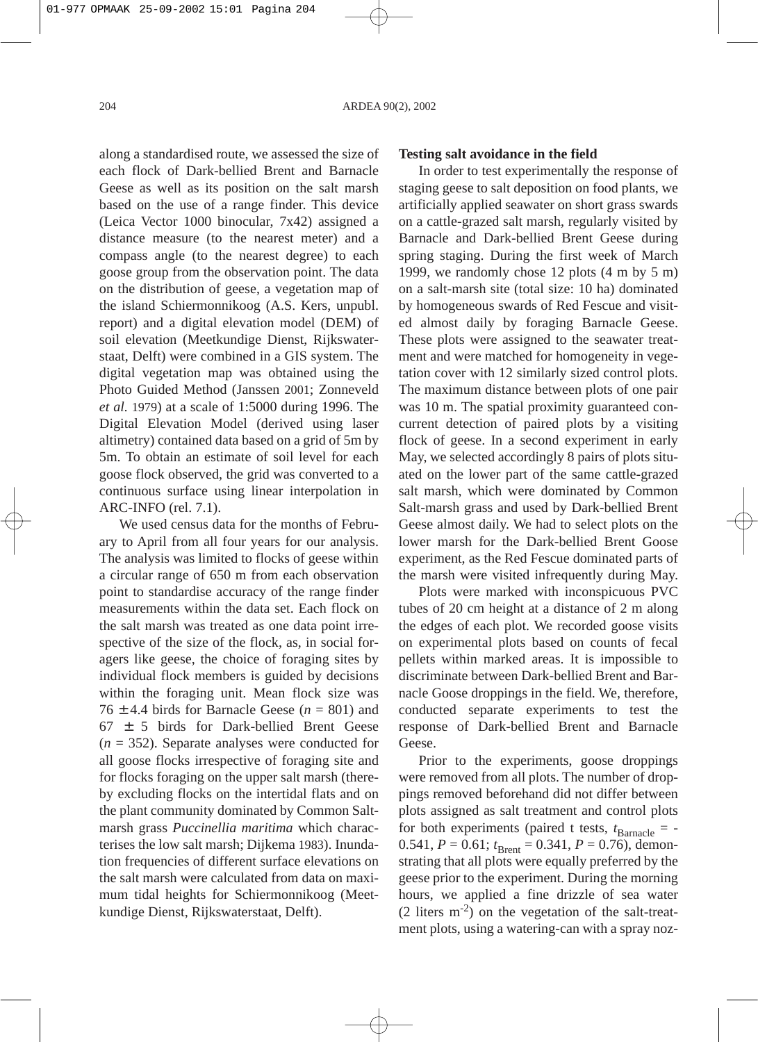along a standardised route, we assessed the size of each flock of Dark-bellied Brent and Barnacle Geese as well as its position on the salt marsh based on the use of a range finder. This device (Leica Vector 1000 binocular, 7x42) assigned a distance measure (to the nearest meter) and a compass angle (to the nearest degree) to each goose group from the observation point. The data on the distribution of geese, a vegetation map of the island Schiermonnikoog (A.S. Kers, unpubl. report) and a digital elevation model (DEM) of soil elevation (Meetkundige Dienst, Rijkswaterstaat, Delft) were combined in a GIS system. The digital vegetation map was obtained using the Photo Guided Method (Janssen 2001; Zonneveld *et al.* 1979) at a scale of 1:5000 during 1996. The Digital Elevation Model (derived using laser altimetry) contained data based on a grid of 5m by 5m. To obtain an estimate of soil level for each goose flock observed, the grid was converted to a continuous surface using linear interpolation in ARC-INFO (rel. 7.1).

We used census data for the months of February to April from all four years for our analysis. The analysis was limited to flocks of geese within a circular range of 650 m from each observation point to standardise accuracy of the range finder measurements within the data set. Each flock on the salt marsh was treated as one data point irrespective of the size of the flock, as, in social foragers like geese, the choice of foraging sites by individual flock members is guided by decisions within the foraging unit. Mean flock size was 76 ± 4.4 birds for Barnacle Geese ($n$ = 801) and 67 ± 5 birds for Dark-bellied Brent Geese ($n$ = 352). Separate analyses were conducted for all goose flocks irrespective of foraging site and for flocks foraging on the upper salt marsh (thereby excluding flocks on the intertidal flats and on the plant community dominated by Common Saltmarsh grass *Puccinellia maritima* which characterises the low salt marsh; Dijkema 1983). Inundation frequencies of different surface elevations on the salt marsh were calculated from data on maximum tidal heights for Schiermonnikoog (Meetkundige Dienst, Rijkswaterstaat, Delft).

**Testing salt avoidance in the field**

In order to test experimentally the response of staging geese to salt deposition on food plants, we artificially applied seawater on short grass swards on a cattle-grazed salt marsh, regularly visited by Barnacle and Dark-bellied Brent Geese during spring staging. During the first week of March 1999, we randomly chose 12 plots (4 m by 5 m) on a salt-marsh site (total size: 10 ha) dominated by homogeneous swards of Red Fescue and visited almost daily by foraging Barnacle Geese. These plots were assigned to the seawater treatment and were matched for homogeneity in vegetation cover with 12 similarly sized control plots. The maximum distance between plots of one pair was 10 m. The spatial proximity guaranteed concurrent detection of paired plots by a visiting flock of geese. In a second experiment in early May, we selected accordingly 8 pairs of plots situated on the lower part of the same cattle-grazed salt marsh, which were dominated by Common Salt-marsh grass and used by Dark-bellied Brent Geese almost daily. We had to select plots on the lower marsh for the Dark-bellied Brent Goose experiment, as the Red Fescue dominated parts of the marsh were visited infrequently during May.

Plots were marked with inconspicuous PVC tubes of 20 cm height at a distance of 2 m along the edges of each plot. We recorded goose visits on experimental plots based on counts of fecal pellets within marked areas. It is impossible to discriminate between Dark-bellied Brent and Barnacle Goose droppings in the field. We, therefore, conducted separate experiments to test the response of Dark-bellied Brent and Barnacle Geese.

Prior to the experiments, goose droppings were removed from all plots. The number of droppings removed beforehand did not differ between plots assigned as salt treatment and control plots for both experiments (paired t tests, $t_{\text{Barnacle}} = -0.541$, $P = 0.61$; $t_{\text{Brent}} = 0.341$, $P = 0.76$), demonstrating that all plots were equally preferred by the geese prior to the experiment. During the morning hours, we applied a fine drizzle of sea water (2 liters $m^{-2}$) on the vegetation of the salt-treatment plots, using a watering-can with a spray noz-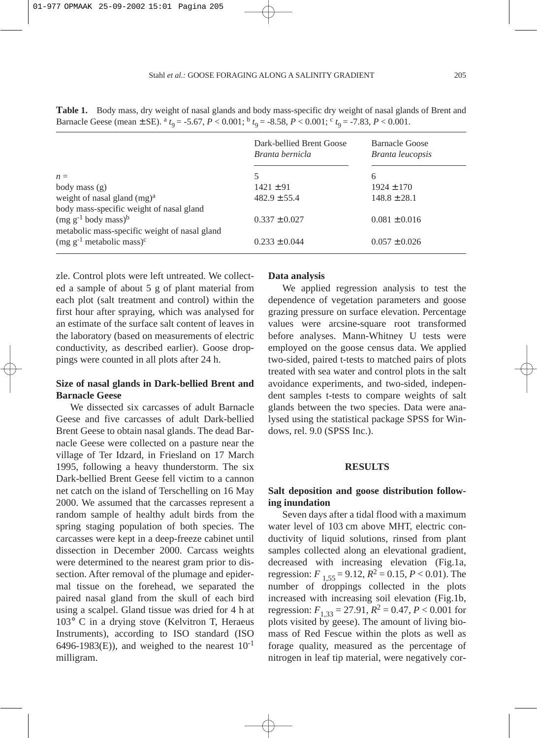**Table 1.** Body mass, dry weight of nasal glands and body mass-specific dry weight of nasal glands of Brent and Barnacle Geese (mean ± SE). [a] $t_9 = -5.67$, $P < 0.001$; [b] $t_9 = -8.58$, $P < 0.001$; [c] $t_9 = -7.83$, $P < 0.001$.

| | Dark-bellied Brent Goose *Branta bernicla* | Barnacle Goose *Branta leucopsis* |
|---|---|---|
| $n =$ | 5 | 6 |
| body mass (g) | 1421 ± 91 | 1924 ± 170 |
| weight of nasal gland (mg)[a] | 482.9 ± 55.4 | 148.8 ± 28.1 |
| body mass-specific weight of nasal gland (mg $g^{-1}$ body mass)[b] | 0.337 ± 0.027 | 0.081 ± 0.016 |
| metabolic mass-specific weight of nasal gland (mg $g^{-1}$ metabolic mass)[c] | 0.233 ± 0.044 | 0.057 ± 0.026 |

zle. Control plots were left untreated. We collected a sample of about 5 g of plant material from each plot (salt treatment and control) within the first hour after spraying, which was analysed for an estimate of the surface salt content of leaves in the laboratory (based on measurements of electric conductivity, as described earlier). Goose droppings were counted in all plots after 24 h.

### Size of nasal glands in Dark-bellied Brent and Barnacle Geese

We dissected six carcasses of adult Barnacle Geese and five carcasses of adult Dark-bellied Brent Geese to obtain nasal glands. The dead Barnacle Geese were collected on a pasture near the village of Ter Idzard, in Friesland on 17 March 1995, following a heavy thunderstorm. The six Dark-bellied Brent Geese fell victim to a cannon net catch on the island of Terschelling on 16 May 2000. We assumed that the carcasses represent a random sample of healthy adult birds from the spring staging population of both species. The carcasses were kept in a deep-freeze cabinet until dissection in December 2000. Carcass weights were determined to the nearest gram prior to dissection. After removal of the plumage and epidermal tissue on the forehead, we separated the paired nasal gland from the skull of each bird using a scalpel. Gland tissue was dried for 4 h at 103° C in a drying stove (Kelvitron T, Heraeus Instruments), according to ISO standard (ISO 6496-1983(E)), and weighed to the nearest $10^{-1}$ milligram.

### Data analysis

We applied regression analysis to test the dependence of vegetation parameters and goose grazing pressure on surface elevation. Percentage values were arcsine-square root transformed before analyses. Mann-Whitney U tests were employed on the goose census data. We applied two-sided, paired t-tests to matched pairs of plots treated with sea water and control plots in the salt avoidance experiments, and two-sided, independent samples t-tests to compare weights of salt glands between the two species. Data were analysed using the statistical package SPSS for Windows, rel. 9.0 (SPSS Inc.).

## RESULTS

### Salt deposition and goose distribution following inundation

Seven days after a tidal flood with a maximum water level of 103 cm above MHT, electric conductivity of liquid solutions, rinsed from plant samples collected along an elevational gradient, decreased with increasing elevation (Fig.1a, regression: $F_{1,55} = 9.12$, $R^2 = 0.15$, $P < 0.01$). The number of droppings collected in the plots increased with increasing soil elevation (Fig.1b, regression: $F_{1,33} = 27.91$, $R^2 = 0.47$, $P < 0.001$ for plots visited by geese). The amount of living biomass of Red Fescue within the plots as well as forage quality, measured as the percentage of nitrogen in leaf tip material, were negatively cor-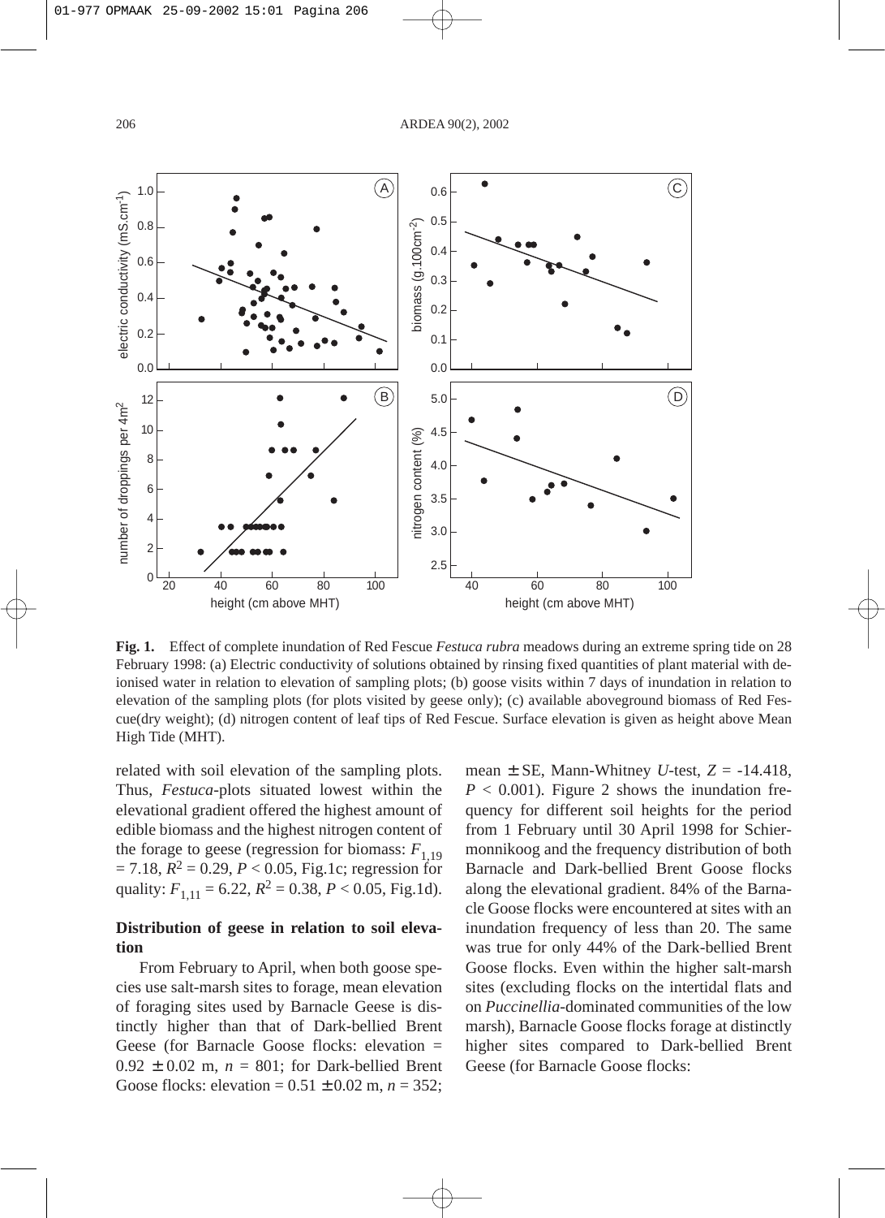**Fig. 1.** Effect of complete inundation of Red Fescue *Festuca rubra* meadows during an extreme spring tide on 28 February 1998: (a) Electric conductivity of solutions obtained by rinsing fixed quantities of plant material with deionised water in relation to elevation of sampling plots; (b) goose visits within 7 days of inundation in relation to elevation of the sampling plots (for plots visited by geese only); (c) available aboveground biomass of Red Fescue(dry weight); (d) nitrogen content of leaf tips of Red Fescue. Surface elevation is given as height above Mean High Tide (MHT).

related with soil elevation of the sampling plots. Thus, *Festuca*-plots situated lowest within the elevational gradient offered the highest amount of edible biomass and the highest nitrogen content of the forage to geese (regression for biomass: $F_{1,19} = 7.18$, $R^2 = 0.29$, $P < 0.05$, Fig.1c; regression for quality: $F_{1,11} = 6.22$, $R^2 = 0.38$, $P < 0.05$, Fig.1d).

## Distribution of geese in relation to soil elevation

From February to April, when both goose species use salt-marsh sites to forage, mean elevation of foraging sites used by Barnacle Geese is distinctly higher than that of Dark-bellied Brent Geese (for Barnacle Goose flocks: elevation = $0.92 \pm 0.02$ m, $n = 801$; for Dark-bellied Brent Goose flocks: elevation = $0.51 \pm 0.02$ m, $n = 352$; mean ± SE, Mann-Whitney *U*-test, $Z = -14.418$, $P < 0.001$). Figure 2 shows the inundation frequency for different soil heights for the period from 1 February until 30 April 1998 for Schiermonnikoog and the frequency distribution of both Barnacle and Dark-bellied Brent Goose flocks along the elevational gradient. 84% of the Barnacle Goose flocks were encountered at sites with an inundation frequency of less than 20. The same was true for only 44% of the Dark-bellied Brent Goose flocks. Even within the higher salt-marsh sites (excluding flocks on the intertidal flats and on *Puccinellia*-dominated communities of the low marsh), Barnacle Goose flocks forage at distinctly higher sites compared to Dark-bellied Brent Geese (for Barnacle Goose flocks: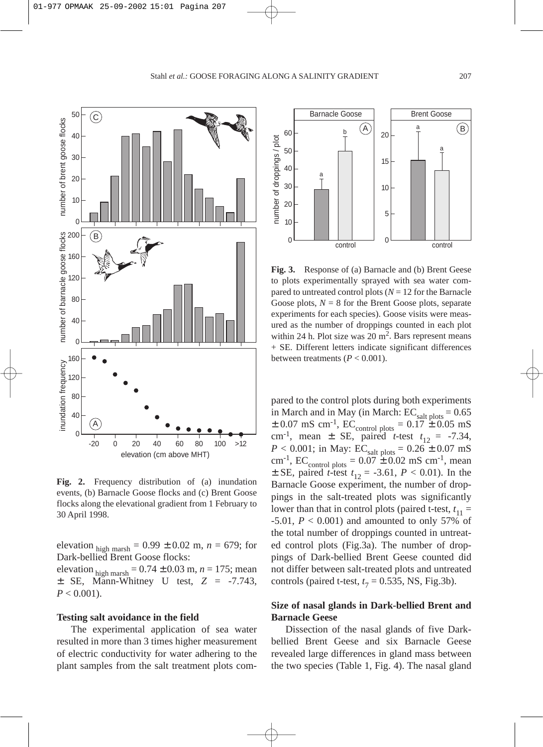**Fig. 2.** Frequency distribution of (a) inundation events, (b) Barnacle Goose flocks and (c) Brent Goose flocks along the elevational gradient from 1 February to 30 April 1998.

**Fig. 3.** Response of (a) Barnacle and (b) Brent Geese to plots experimentally sprayed with sea water compared to untreated control plots ($N = 12$ for the Barnacle Goose plots, $N = 8$ for the Brent Goose plots, separate experiments for each species). Goose visits were measured as the number of droppings counted in each plot within 24 h. Plot size was 20 m$^2$. Bars represent means + SE. Different letters indicate significant differences between treatments ($P < 0.001$).

elevation $_{\text{high marsh}} = 0.99 \pm 0.02$ m, $n = 679$; for Dark-bellied Brent Goose flocks:
elevation $_{\text{high marsh}} = 0.74 \pm 0.03$ m, $n = 175$; mean $\pm$ SE, Mann-Whitney U test, $Z = -7.743$, $P < 0.001$).

### Testing salt avoidance in the field

The experimental application of sea water resulted in more than 3 times higher measurement of electric conductivity for water adhering to the plant samples from the salt treatment plots compared to the control plots during both experiments in March and in May (in March: $EC_{\text{salt plots}} = 0.65 \pm 0.07$ mS cm$^{-1}$, $EC_{\text{control plots}} = 0.17 \pm 0.05$ mS cm$^{-1}$, mean $\pm$ SE, paired *t*-test $t_{12} = -7.34$, $P < 0.001$; in May: $EC_{\text{salt plots}} = 0.26 \pm 0.07$ mS cm$^{-1}$, $EC_{\text{control plots}} = 0.07 \pm 0.02$ mS cm$^{-1}$, mean $\pm$ SE, paired *t*-test $t_{12} = -3.61$, $P < 0.01$). In the Barnacle Goose experiment, the number of droppings in the salt-treated plots was significantly lower than that in control plots (paired t-test, $t_{11} = -5.01$, $P < 0.001$) and amounted to only 57% of the total number of droppings counted in untreated control plots (Fig.3a). The number of droppings of Dark-bellied Brent Geese counted did not differ between salt-treated plots and untreated controls (paired t-test, $t_7 = 0.535$, NS, Fig.3b).

### Size of nasal glands in Dark-bellied Brent and Barnacle Geese

Dissection of the nasal glands of five Dark-bellied Brent Geese and six Barnacle Geese revealed large differences in gland mass between the two species (Table 1, Fig. 4). The nasal gland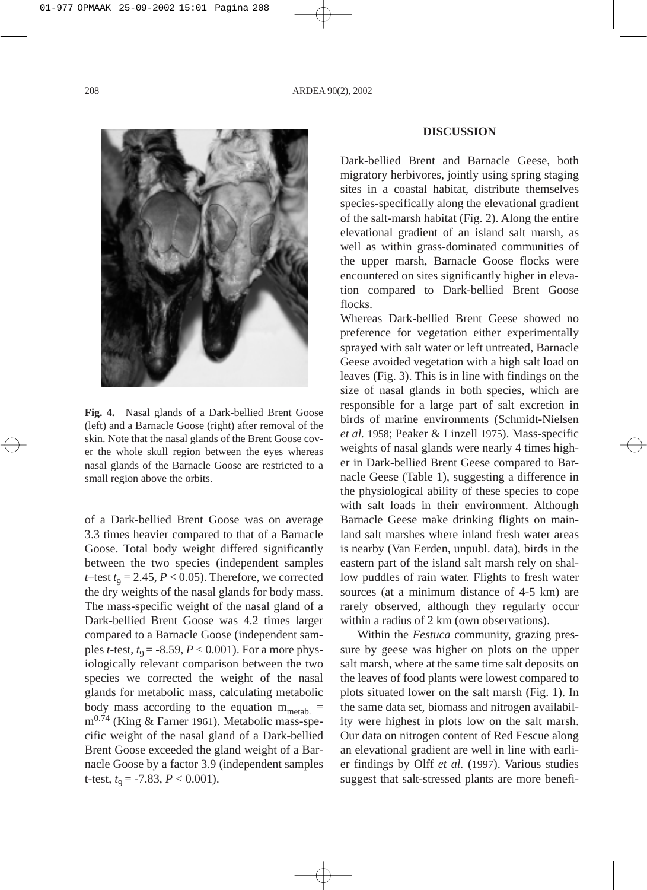**Fig. 4.** Nasal glands of a Dark-bellied Brent Goose (left) and a Barnacle Goose (right) after removal of the skin. Note that the nasal glands of the Brent Goose cover the whole skull region between the eyes whereas nasal glands of the Barnacle Goose are restricted to a small region above the orbits.

of a Dark-bellied Brent Goose was on average 3.3 times heavier compared to that of a Barnacle Goose. Total body weight differed significantly between the two species (independent samples $t$–test $t_9 = 2.45$, $P < 0.05$). Therefore, we corrected the dry weights of the nasal glands for body mass. The mass-specific weight of the nasal gland of a Dark-bellied Brent Goose was 4.2 times larger compared to a Barnacle Goose (independent samples $t$-test, $t_9 = -8.59$, $P < 0.001$). For a more physiologically relevant comparison between the two species we corrected the weight of the nasal glands for metabolic mass, calculating metabolic body mass according to the equation $m_{metab.} = m^{0.74}$ (King & Farner 1961). Metabolic mass-specific weight of the nasal gland of a Dark-bellied Brent Goose exceeded the gland weight of a Barnacle Goose by a factor 3.9 (independent samples t-test, $t_9 = -7.83$, $P < 0.001$).

## DISCUSSION

Dark-bellied Brent and Barnacle Geese, both migratory herbivores, jointly using spring staging sites in a coastal habitat, distribute themselves species-specifically along the elevational gradient of the salt-marsh habitat (Fig. 2). Along the entire elevational gradient of an island salt marsh, as well as within grass-dominated communities of the upper marsh, Barnacle Goose flocks were encountered on sites significantly higher in elevation compared to Dark-bellied Brent Goose flocks.

Whereas Dark-bellied Brent Geese showed no preference for vegetation either experimentally sprayed with salt water or left untreated, Barnacle Geese avoided vegetation with a high salt load on leaves (Fig. 3). This is in line with findings on the size of nasal glands in both species, which are responsible for a large part of salt excretion in birds of marine environments (Schmidt-Nielsen *et al.* 1958; Peaker & Linzell 1975). Mass-specific weights of nasal glands were nearly 4 times higher in Dark-bellied Brent Geese compared to Barnacle Geese (Table 1), suggesting a difference in the physiological ability of these species to cope with salt loads in their environment. Although Barnacle Geese make drinking flights on mainland salt marshes where inland fresh water areas is nearby (Van Eerden, unpubl. data), birds in the eastern part of the island salt marsh rely on shallow puddles of rain water. Flights to fresh water sources (at a minimum distance of 4-5 km) are rarely observed, although they regularly occur within a radius of 2 km (own observations).

Within the *Festuca* community, grazing pressure by geese was higher on plots on the upper salt marsh, where at the same time salt deposits on the leaves of food plants were lowest compared to plots situated lower on the salt marsh (Fig. 1). In the same data set, biomass and nitrogen availability were highest in plots low on the salt marsh. Our data on nitrogen content of Red Fescue along an elevational gradient are well in line with earlier findings by Olff *et al.* (1997). Various studies suggest that salt-stressed plants are more benefi-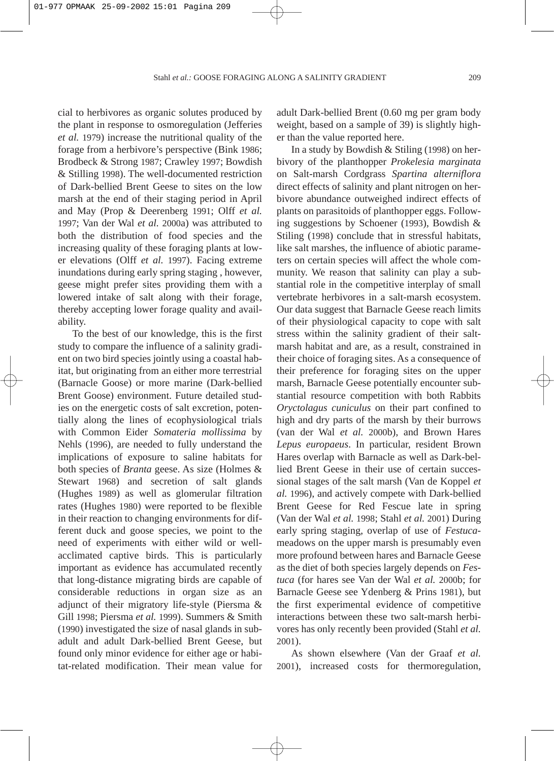cial to herbivores as organic solutes produced by the plant in response to osmoregulation (Jefferies *et al.* 1979) increase the nutritional quality of the forage from a herbivore's perspective (Bink 1986; Brodbeck & Strong 1987; Crawley 1997; Bowdish & Stilling 1998). The well-documented restriction of Dark-bellied Brent Geese to sites on the low marsh at the end of their staging period in April and May (Prop & Deerenberg 1991; Olff *et al.* 1997; Van der Wal *et al.* 2000a) was attributed to both the distribution of food species and the increasing quality of these foraging plants at lower elevations (Olff *et al.* 1997). Facing extreme inundations during early spring staging , however, geese might prefer sites providing them with a lowered intake of salt along with their forage, thereby accepting lower forage quality and availability.

To the best of our knowledge, this is the first study to compare the influence of a salinity gradient on two bird species jointly using a coastal habitat, but originating from an either more terrestrial (Barnacle Goose) or more marine (Dark-bellied Brent Goose) environment. Future detailed studies on the energetic costs of salt excretion, potentially along the lines of ecophysiological trials with Common Eider *Somateria mollissima* by Nehls (1996), are needed to fully understand the implications of exposure to saline habitats for both species of *Branta* geese. As size (Holmes & Stewart 1968) and secretion of salt glands (Hughes 1989) as well as glomerular filtration rates (Hughes 1980) were reported to be flexible in their reaction to changing environments for different duck and goose species, we point to the need of experiments with either wild or well-acclimated captive birds. This is particularly important as evidence has accumulated recently that long-distance migrating birds are capable of considerable reductions in organ size as an adjunct of their migratory life-style (Piersma & Gill 1998; Piersma *et al.* 1999). Summers & Smith (1990) investigated the size of nasal glands in subadult and adult Dark-bellied Brent Geese, but found only minor evidence for either age or habitat-related modification. Their mean value for adult Dark-bellied Brent (0.60 mg per gram body weight, based on a sample of 39) is slightly higher than the value reported here.

In a study by Bowdish & Stiling (1998) on herbivory of the planthopper *Prokelesia marginata* on Salt-marsh Cordgrass *Spartina alterniflora* direct effects of salinity and plant nitrogen on herbivore abundance outweighed indirect effects of plants on parasitoids of planthopper eggs. Following suggestions by Schoener (1993), Bowdish & Stiling (1998) conclude that in stressful habitats, like salt marshes, the influence of abiotic parameters on certain species will affect the whole community. We reason that salinity can play a substantial role in the competitive interplay of small vertebrate herbivores in a salt-marsh ecosystem. Our data suggest that Barnacle Geese reach limits of their physiological capacity to cope with salt stress within the salinity gradient of their salt-marsh habitat and are, as a result, constrained in their choice of foraging sites. As a consequence of their preference for foraging sites on the upper marsh, Barnacle Geese potentially encounter substantial resource competition with both Rabbits *Oryctolagus cuniculus* on their part confined to high and dry parts of the marsh by their burrows (van der Wal *et al.* 2000b), and Brown Hares *Lepus europaeus*. In particular, resident Brown Hares overlap with Barnacle as well as Dark-bellied Brent Geese in their use of certain successional stages of the salt marsh (Van de Koppel *et al.* 1996), and actively compete with Dark-bellied Brent Geese for Red Fescue late in spring (Van der Wal *et al.* 1998; Stahl *et al.* 2001) During early spring staging, overlap of use of *Festuca*-meadows on the upper marsh is presumably even more profound between hares and Barnacle Geese as the diet of both species largely depends on *Festuca* (for hares see Van der Wal *et al.* 2000b; for Barnacle Geese see Ydenberg & Prins 1981), but the first experimental evidence of competitive interactions between these two salt-marsh herbivores has only recently been provided (Stahl *et al.* 2001).

As shown elsewhere (Van der Graaf *et al.* 2001), increased costs for thermoregulation,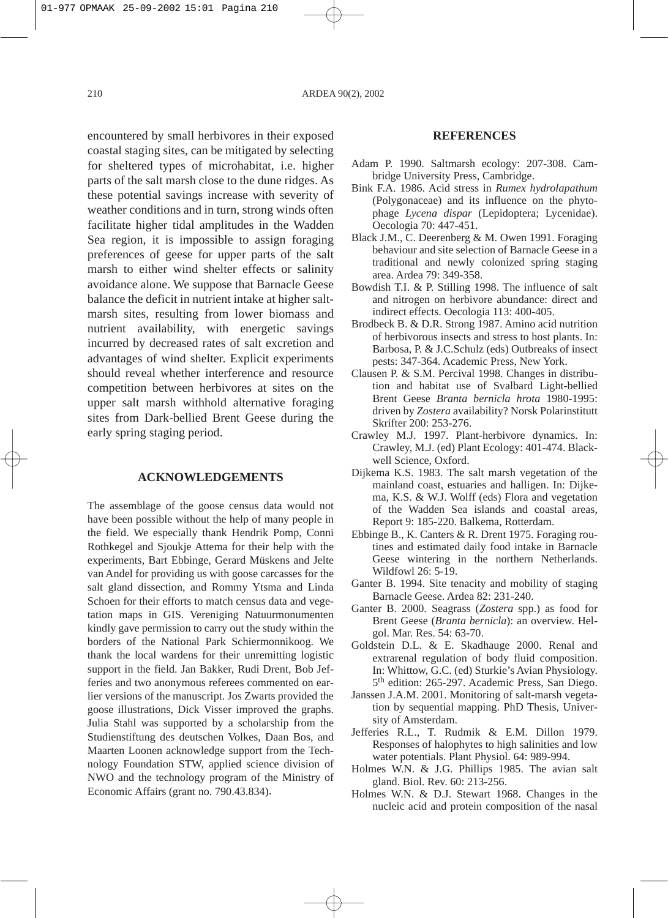encountered by small herbivores in their exposed coastal staging sites, can be mitigated by selecting for sheltered types of microhabitat, i.e. higher parts of the salt marsh close to the dune ridges. As these potential savings increase with severity of weather conditions and in turn, strong winds often facilitate higher tidal amplitudes in the Wadden Sea region, it is impossible to assign foraging preferences of geese for upper parts of the salt marsh to either wind shelter effects or salinity avoidance alone. We suppose that Barnacle Geese balance the deficit in nutrient intake at higher saltmarsh sites, resulting from lower biomass and nutrient availability, with energetic savings incurred by decreased rates of salt excretion and advantages of wind shelter. Explicit experiments should reveal whether interference and resource competition between herbivores at sites on the upper salt marsh withhold alternative foraging sites from Dark-bellied Brent Geese during the early spring staging period.

## ACKNOWLEDGEMENTS

The assemblage of the goose census data would not have been possible without the help of many people in the field. We especially thank Hendrik Pomp, Conni Rothkegel and Sjoukje Attema for their help with the experiments, Bart Ebbinge, Gerard Müskens and Jelte van Andel for providing us with goose carcasses for the salt gland dissection, and Rommy Ytsma and Linda Schoen for their efforts to match census data and vegetation maps in GIS. Vereniging Natuurmonumenten kindly gave permission to carry out the study within the borders of the National Park Schiermonnikoog. We thank the local wardens for their unremitting logistic support in the field. Jan Bakker, Rudi Drent, Bob Jefferies and two anonymous referees commented on earlier versions of the manuscript. Jos Zwarts provided the goose illustrations, Dick Visser improved the graphs. Julia Stahl was supported by a scholarship from the Studienstiftung des deutschen Volkes, Daan Bos, and Maarten Loonen acknowledge support from the Technology Foundation STW, applied science division of NWO and the technology program of the Ministry of Economic Affairs (grant no. 790.43.834).

## REFERENCES

Adam P. 1990. Saltmarsh ecology: 207-308. Cambridge University Press, Cambridge.

Bink F.A. 1986. Acid stress in *Rumex hydrolapathum* (Polygonaceae) and its influence on the phytophage *Lycena dispar* (Lepidoptera; Lycenidae). Oecologia 70: 447-451.

Black J.M., C. Deerenberg & M. Owen 1991. Foraging behaviour and site selection of Barnacle Geese in a traditional and newly colonized spring staging area. Ardea 79: 349-358.

Bowdish T.I. & P. Stilling 1998. The influence of salt and nitrogen on herbivore abundance: direct and indirect effects. Oecologia 113: 400-405.

Brodbeck B. & D.R. Strong 1987. Amino acid nutrition of herbivorous insects and stress to host plants. In: Barbosa, P. & J.C.Schulz (eds) Outbreaks of insect pests: 347-364. Academic Press, New York.

Clausen P. & S.M. Percival 1998. Changes in distribution and habitat use of Svalbard Light-bellied Brent Geese *Branta bernicla hrota* 1980-1995: driven by *Zostera* availability? Norsk Polarinstitutt Skrifter 200: 253-276.

Crawley M.J. 1997. Plant-herbivore dynamics. In: Crawley, M.J. (ed) Plant Ecology: 401-474. Blackwell Science, Oxford.

Dijkema K.S. 1983. The salt marsh vegetation of the mainland coast, estuaries and halligen. In: Dijkema, K.S. & W.J. Wolff (eds) Flora and vegetation of the Wadden Sea islands and coastal areas, Report 9: 185-220. Balkema, Rotterdam.

Ebbinge B., K. Canters & R. Drent 1975. Foraging routines and estimated daily food intake in Barnacle Geese wintering in the northern Netherlands. Wildfowl 26: 5-19.

Ganter B. 1994. Site tenacity and mobility of staging Barnacle Geese. Ardea 82: 231-240.

Ganter B. 2000. Seagrass (*Zostera* spp.) as food for Brent Geese (*Branta bernicla*): an overview. Helgol. Mar. Res. 54: 63-70.

Goldstein D.L. & E. Skadhauge 2000. Renal and extrarenal regulation of body fluid composition. In: Whittow, G.C. (ed) Sturkie's Avian Physiology. 5th edition: 265-297. Academic Press, San Diego.

Janssen J.A.M. 2001. Monitoring of salt-marsh vegetation by sequential mapping. PhD Thesis, University of Amsterdam.

Jefferies R.L., T. Rudmik & E.M. Dillon 1979. Responses of halophytes to high salinities and low water potentials. Plant Physiol. 64: 989-994.

Holmes W.N. & J.G. Phillips 1985. The avian salt gland. Biol. Rev. 60: 213-256.

Holmes W.N. & D.J. Stewart 1968. Changes in the nucleic acid and protein composition of the nasal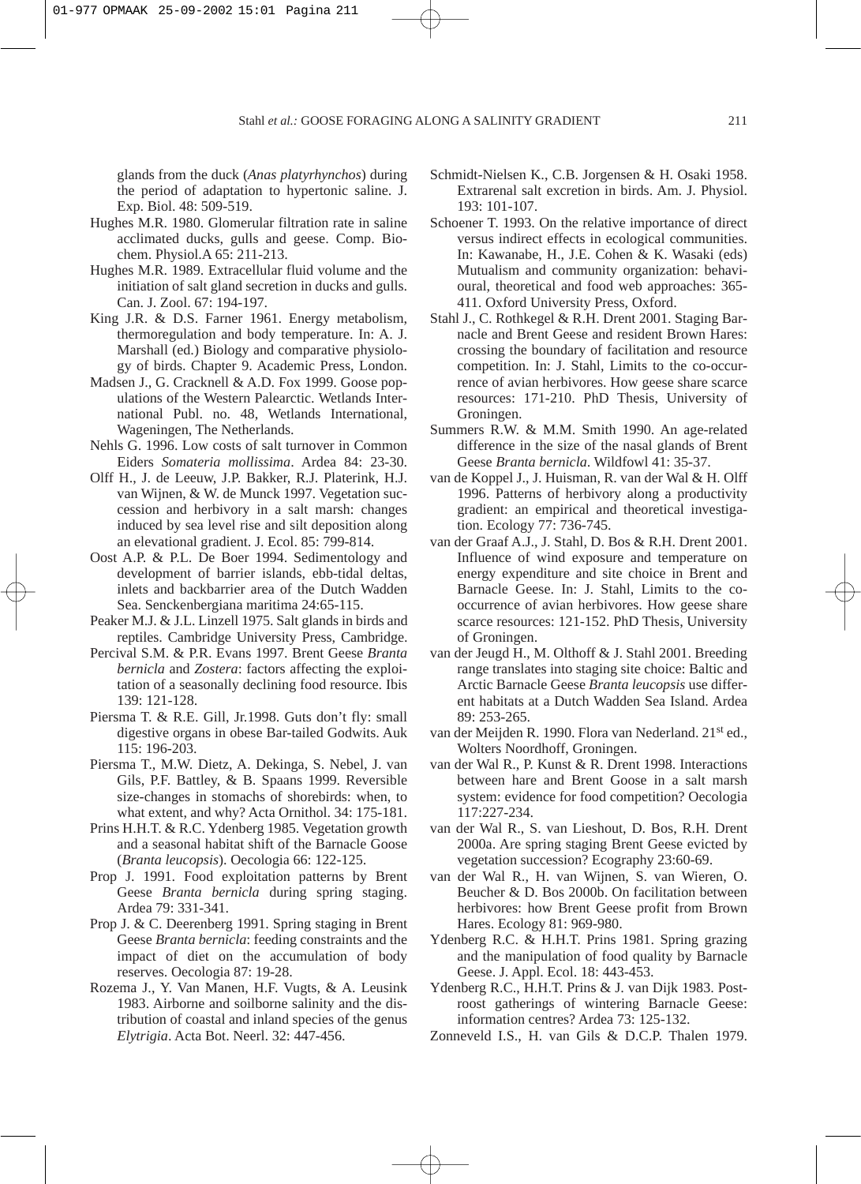glands from the duck (*Anas platyrhynchos*) during the period of adaptation to hypertonic saline. J. Exp. Biol. 48: 509-519.

Hughes M.R. 1980. Glomerular filtration rate in saline acclimated ducks, gulls and geese. Comp. Biochem. Physiol.A 65: 211-213.

Hughes M.R. 1989. Extracellular fluid volume and the initiation of salt gland secretion in ducks and gulls. Can. J. Zool. 67: 194-197.

King J.R. & D.S. Farner 1961. Energy metabolism, thermoregulation and body temperature. In: A. J. Marshall (ed.) Biology and comparative physiology of birds. Chapter 9. Academic Press, London.

Madsen J., G. Cracknell & A.D. Fox 1999. Goose populations of the Western Palearctic. Wetlands International Publ. no. 48, Wetlands International, Wageningen, The Netherlands.

Nehls G. 1996. Low costs of salt turnover in Common Eiders *Somateria mollissima*. Ardea 84: 23-30.

Olff H., J. de Leeuw, J.P. Bakker, R.J. Platerink, H.J. van Wijnen, & W. de Munck 1997. Vegetation succession and herbivory in a salt marsh: changes induced by sea level rise and silt deposition along an elevational gradient. J. Ecol. 85: 799-814.

Oost A.P. & P.L. De Boer 1994. Sedimentology and development of barrier islands, ebb-tidal deltas, inlets and backbarrier area of the Dutch Wadden Sea. Senckenbergiana maritima 24:65-115.

Peaker M.J. & J.L. Linzell 1975. Salt glands in birds and reptiles. Cambridge University Press, Cambridge.

Percival S.M. & P.R. Evans 1997. Brent Geese *Branta bernicla* and *Zostera*: factors affecting the exploitation of a seasonally declining food resource. Ibis 139: 121-128.

Piersma T. & R.E. Gill, Jr.1998. Guts don't fly: small digestive organs in obese Bar-tailed Godwits. Auk 115: 196-203.

Piersma T., M.W. Dietz, A. Dekinga, S. Nebel, J. van Gils, P.F. Battley, & B. Spaans 1999. Reversible size-changes in stomachs of shorebirds: when, to what extent, and why? Acta Ornithol. 34: 175-181.

Prins H.H.T. & R.C. Ydenberg 1985. Vegetation growth and a seasonal habitat shift of the Barnacle Goose (*Branta leucopsis*). Oecologia 66: 122-125.

Prop J. 1991. Food exploitation patterns by Brent Geese *Branta bernicla* during spring staging. Ardea 79: 331-341.

Prop J. & C. Deerenberg 1991. Spring staging in Brent Geese *Branta bernicla*: feeding constraints and the impact of diet on the accumulation of body reserves. Oecologia 87: 19-28.

Rozema J., Y. Van Manen, H.F. Vugts, & A. Leusink 1983. Airborne and soilborne salinity and the distribution of coastal and inland species of the genus *Elytrigia*. Acta Bot. Neerl. 32: 447-456.

Schmidt-Nielsen K., C.B. Jorgensen & H. Osaki 1958. Extrarenal salt excretion in birds. Am. J. Physiol. 193: 101-107.

Schoener T. 1993. On the relative importance of direct versus indirect effects in ecological communities. In: Kawanabe, H., J.E. Cohen & K. Wasaki (eds) Mutualism and community organization: behavioural, theoretical and food web approaches: 365-411. Oxford University Press, Oxford.

Stahl J., C. Rothkegel & R.H. Drent 2001. Staging Barnacle and Brent Geese and resident Brown Hares: crossing the boundary of facilitation and resource competition. In: J. Stahl, Limits to the co-occurrence of avian herbivores. How geese share scarce resources: 171-210. PhD Thesis, University of Groningen.

Summers R.W. & M.M. Smith 1990. An age-related difference in the size of the nasal glands of Brent Geese *Branta bernicla*. Wildfowl 41: 35-37.

van de Koppel J., J. Huisman, R. van der Wal & H. Olff 1996. Patterns of herbivory along a productivity gradient: an empirical and theoretical investigation. Ecology 77: 736-745.

van der Graaf A.J., J. Stahl, D. Bos & R.H. Drent 2001. Influence of wind exposure and temperature on energy expenditure and site choice in Brent and Barnacle Geese. In: J. Stahl, Limits to the co-occurrence of avian herbivores. How geese share scarce resources: 121-152. PhD Thesis, University of Groningen.

van der Jeugd H., M. Olthoff & J. Stahl 2001. Breeding range translates into staging site choice: Baltic and Arctic Barnacle Geese *Branta leucopsis* use different habitats at a Dutch Wadden Sea Island. Ardea 89: 253-265.

van der Meijden R. 1990. Flora van Nederland. 21st ed., Wolters Noordhoff, Groningen.

van der Wal R., P. Kunst & R. Drent 1998. Interactions between hare and Brent Goose in a salt marsh system: evidence for food competition? Oecologia 117:227-234.

van der Wal R., S. van Lieshout, D. Bos, R.H. Drent 2000a. Are spring staging Brent Geese evicted by vegetation succession? Ecography 23:60-69.

van der Wal R., H. van Wijnen, S. van Wieren, O. Beucher & D. Bos 2000b. On facilitation between herbivores: how Brent Geese profit from Brown Hares. Ecology 81: 969-980.

Ydenberg R.C. & H.H.T. Prins 1981. Spring grazing and the manipulation of food quality by Barnacle Geese. J. Appl. Ecol. 18: 443-453.

Ydenberg R.C., H.H.T. Prins & J. van Dijk 1983. Post-roost gatherings of wintering Barnacle Geese: information centres? Ardea 73: 125-132.

Zonneveld I.S., H. van Gils & D.C.P. Thalen 1979.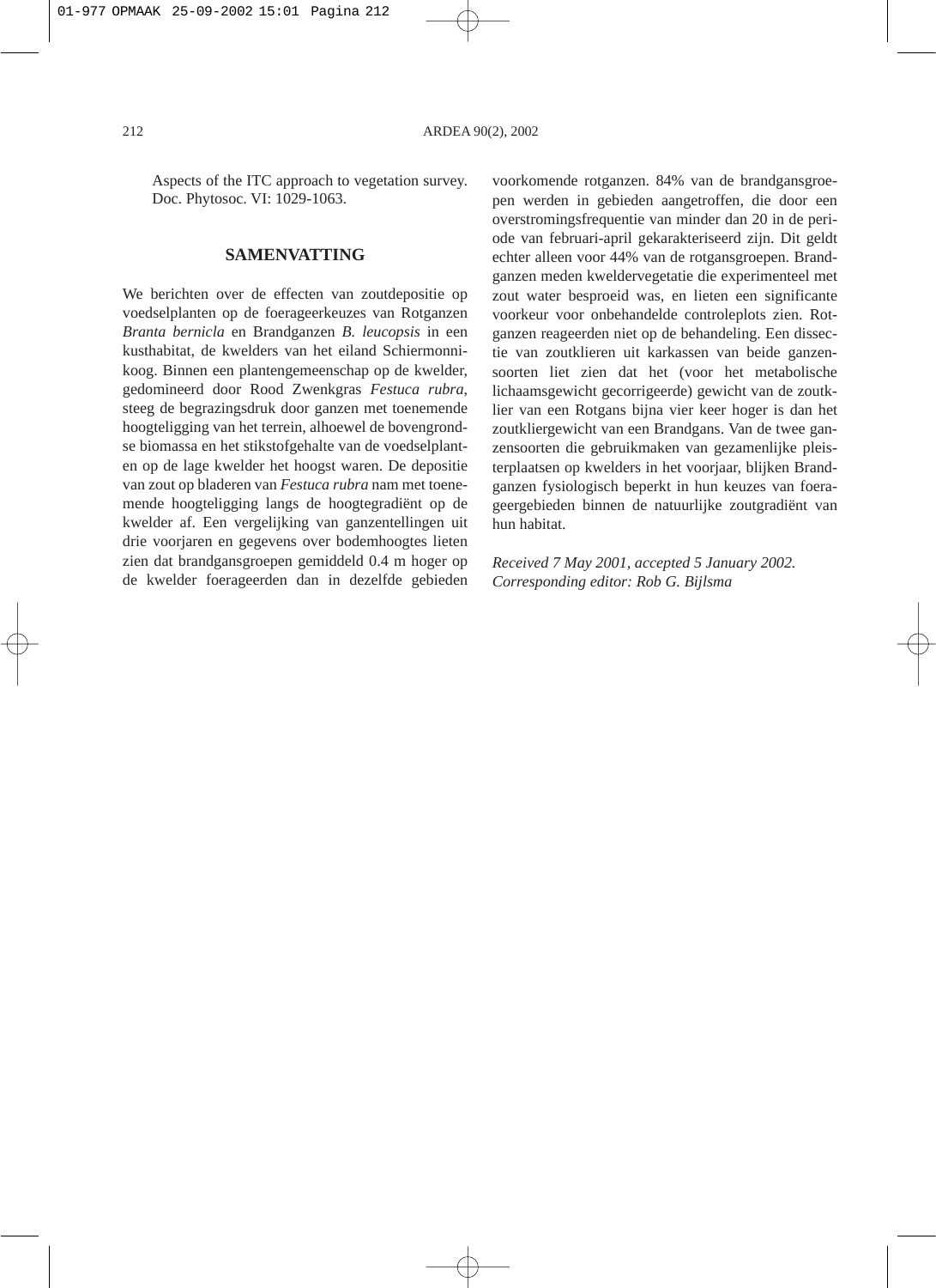Aspects of the ITC approach to vegetation survey. Doc. Phytosoc. VI: 1029-1063.

## SAMENVATTING

We berichten over de effecten van zoutdepositie op voedselplanten op de foerageerkeuzes van Rotganzen *Branta bernicla* en Brandganzen *B. leucopsis* in een kusthabitat, de kwelders van het eiland Schiermonnikoog. Binnen een plantengemeenschap op de kwelder, gedomineerd door Rood Zwenkgras *Festuca rubra*, steeg de begrazingsdruk door ganzen met toenemende hoogteligging van het terrein, alhoewel de bovengrondse biomassa en het stikstofgehalte van de voedselplanten op de lage kwelder het hoogst waren. De depositie van zout op bladeren van *Festuca rubra* nam met toenemende hoogteligging langs de hoogtegradiënt op de kwelder af. Een vergelijking van ganzentellingen uit drie voorjaren en gegevens over bodemhoogtes lieten zien dat brandgansgroepen gemiddeld 0.4 m hoger op de kwelder foerageerden dan in dezelfde gebieden voorkomende rotganzen. 84% van de brandgansgroepen werden in gebieden aangetroffen, die door een overstromingsfrequentie van minder dan 20 in de periode van februari-april gekarakteriseerd zijn. Dit geldt echter alleen voor 44% van de rotgansgroepen. Brandganzen meden kweldervegetatie die experimenteel met zout water besproeid was, en lieten een significante voorkeur voor onbehandelde controleplots zien. Rotganzen reageerden niet op de behandeling. Een dissectie van zoutklieren uit karkassen van beide ganzensoorten liet zien dat het (voor het metabolische lichaamsgewicht gecorrigeerde) gewicht van de zoutklier van een Rotgans bijna vier keer hoger is dan het zoutkliergewicht van een Brandgans. Van de twee ganzensoorten die gebruikmaken van gezamenlijke pleisterplaatsen op kwelders in het voorjaar, blijken Brandganzen fysiologisch beperkt in hun keuzes van foerageergebieden binnen de natuurlijke zoutgradiënt van hun habitat.

*Received 7 May 2001, accepted 5 January 2002.*
*Corresponding editor: Rob G. Bijlsma*